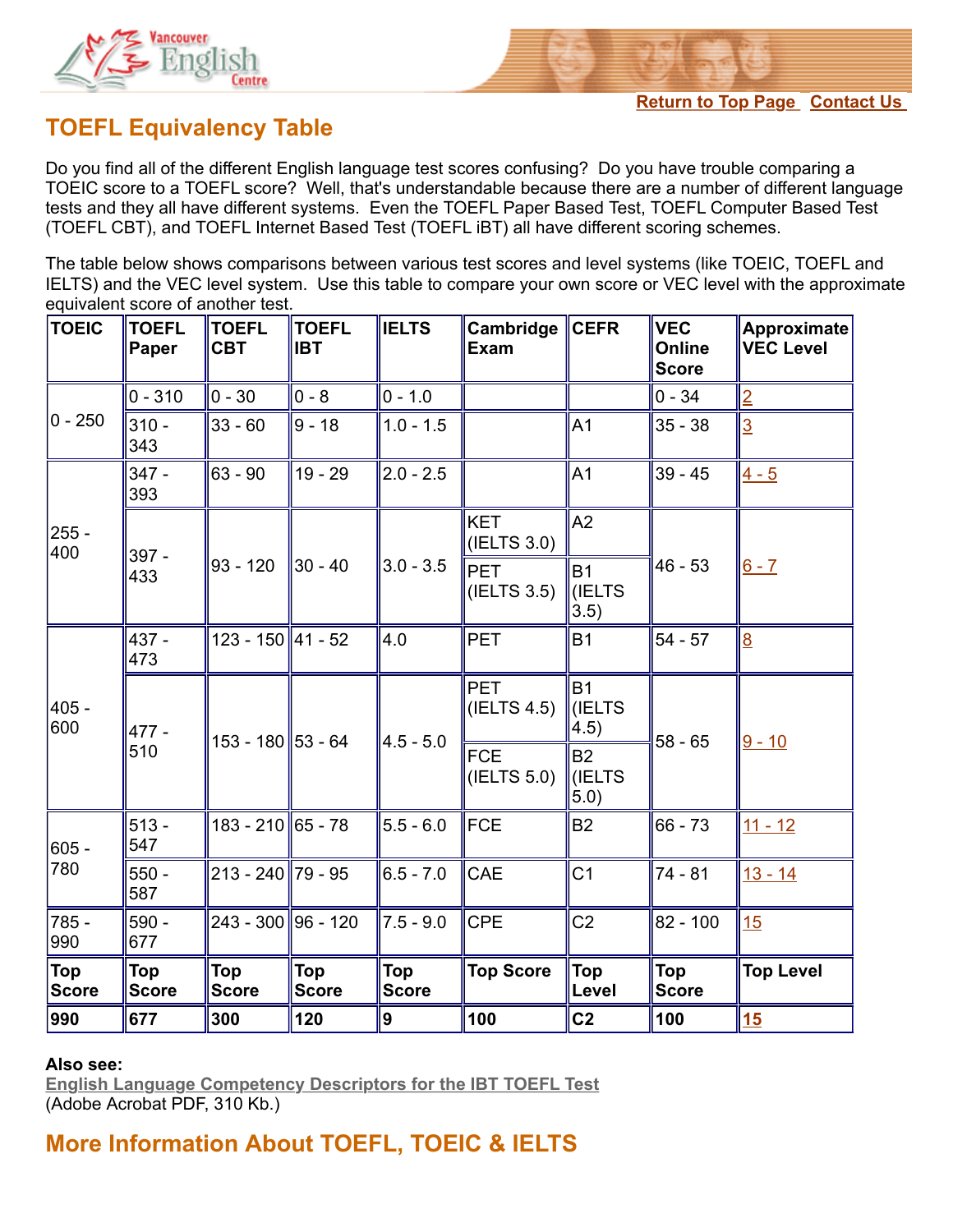Return to Top Page  Contact Us

## TOEFL Equivalency Table

Do you find all of the different English language test scores confusing? Do you have trouble comparing a TOEIC score to a TOEFL score? Well, that's understandable because there are a number of different language tests and they all have different systems. Even the TOEFL Paper Based Test, TOEFL Computer Based Test (TOEFL CBT), and TOEFL Internet Based Test (TOEFL iBT) all have different scoring schemes.

The table below shows comparisons between various test scores and level systems (like TOEIC, TOEFL and IELTS) and the VEC level system. Use this table to compare your own score or VEC level with the approximate equivalent score of another test.

| TOEIC | TOEFL Paper | TOEFL CBT | TOEFL IBT | IELTS | Cambridge Exam | CEFR | VEC Online Score | Approximate VEC Level |
|---|---|---|---|---|---|---|---|---|
| 0 - 250 | 0 - 310 | 0 - 30 | 0 - 8 | 0 - 1.0 | | | 0 - 34 | 2 |
| | 310 - 343 | 33 - 60 | 9 - 18 | 1.0 - 1.5 | | A1 | 35 - 38 | 3 |
| 255 - 400 | 347 - 393 | 63 - 90 | 19 - 29 | 2.0 - 2.5 | | A1 | 39 - 45 | 4 - 5 |
| | 397 - 433 | 93 - 120 | 30 - 40 | 3.0 - 3.5 | KET (IELTS 3.0) | A2 | 46 - 53 | 6 - 7 |
| | | | | | PET (IELTS 3.5) | B1 (IELTS 3.5) | | |
| 405 - 600 | 437 - 473 | 123 - 150 | 41 - 52 | 4.0 | PET | B1 | 54 - 57 | 8 |
| | 477 - 510 | 153 - 180 | 53 - 64 | 4.5 - 5.0 | PET (IELTS 4.5) | B1 (IELTS 4.5) | 58 - 65 | 9 - 10 |
| | | | | | FCE (IELTS 5.0) | B2 (IELTS 5.0) | | |
| 605 - 780 | 513 - 547 | 183 - 210 | 65 - 78 | 5.5 - 6.0 | FCE | B2 | 66 - 73 | 11 - 12 |
| | 550 - 587 | 213 - 240 | 79 - 95 | 6.5 - 7.0 | CAE | C1 | 74 - 81 | 13 - 14 |
| 785 - 990 | 590 - 677 | 243 - 300 | 96 - 120 | 7.5 - 9.0 | CPE | C2 | 82 - 100 | 15 |
| **Top Score** | **Top Score** | **Top Score** | **Top Score** | **Top Score** | **Top Score** | **Top Level** | **Top Score** | **Top Level** |
| **990** | **677** | **300** | **120** | **9** | **100** | **C2** | **100** | **15** |

**Also see:**
English Language Competency Descriptors for the IBT TOEFL Test
(Adobe Acrobat PDF, 310 Kb.)

## More Information About TOEFL, TOEIC & IELTS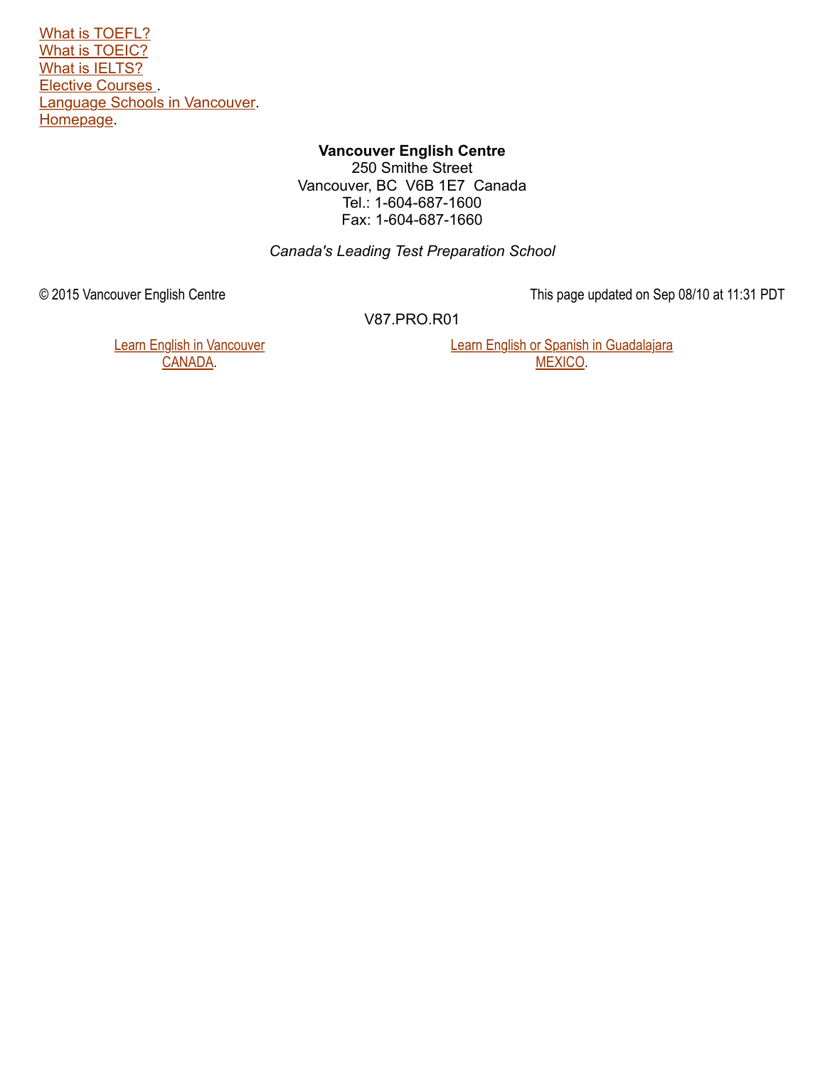What is TOEFL?
What is TOEIC?
What is IELTS?
Elective Courses .
Language Schools in Vancouver.
Homepage.

**Vancouver English Centre**
250 Smithe Street
Vancouver, BC  V6B 1E7  Canada
Tel.: 1-604-687-1600
Fax: 1-604-687-1660

*Canada's Leading Test Preparation School*

© 2015 Vancouver English Centre

This page updated on Sep 08/10 at 11:31 PDT

V87.PRO.R01

Learn English in Vancouver
CANADA.

Learn English or Spanish in Guadalajara
MEXICO.